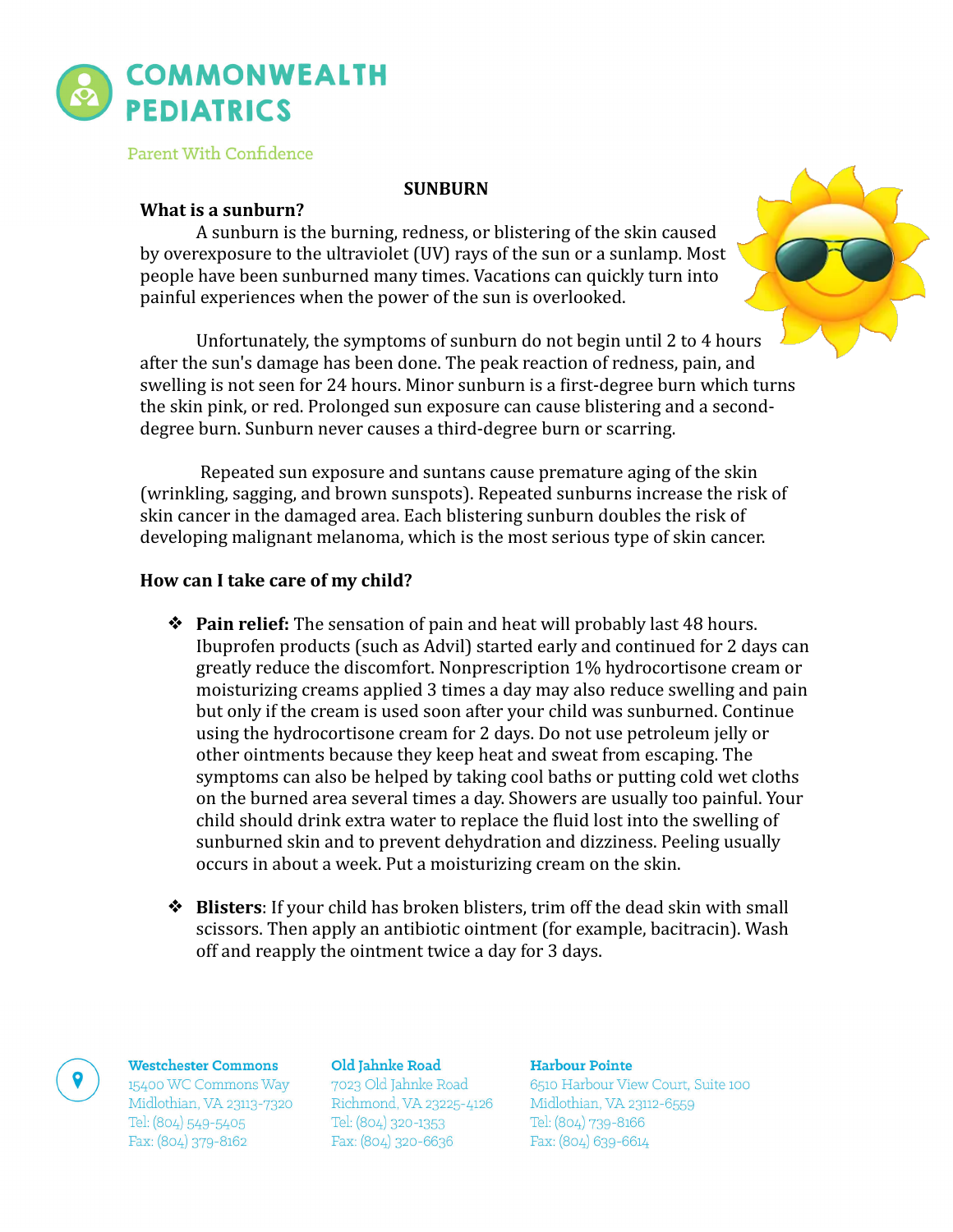# COMMONWEALTH PEDIATRICS

Parent With Confidence

## SUNBURN

### What is a sunburn?

A sunburn is the burning, redness, or blistering of the skin caused by overexposure to the ultraviolet (UV) rays of the sun or a sunlamp. Most people have been sunburned many times. Vacations can quickly turn into painful experiences when the power of the sun is overlooked.

Unfortunately, the symptoms of sunburn do not begin until 2 to 4 hours after the sun's damage has been done. The peak reaction of redness, pain, and swelling is not seen for 24 hours. Minor sunburn is a first-degree burn which turns the skin pink, or red. Prolonged sun exposure can cause blistering and a second-degree burn. Sunburn never causes a third-degree burn or scarring.

Repeated sun exposure and suntans cause premature aging of the skin (wrinkling, sagging, and brown sunspots). Repeated sunburns increase the risk of skin cancer in the damaged area. Each blistering sunburn doubles the risk of developing malignant melanoma, which is the most serious type of skin cancer.

### How can I take care of my child?

- **Pain relief:** The sensation of pain and heat will probably last 48 hours. Ibuprofen products (such as Advil) started early and continued for 2 days can greatly reduce the discomfort. Nonprescription 1% hydrocortisone cream or moisturizing creams applied 3 times a day may also reduce swelling and pain but only if the cream is used soon after your child was sunburned. Continue using the hydrocortisone cream for 2 days. Do not use petroleum jelly or other ointments because they keep heat and sweat from escaping. The symptoms can also be helped by taking cool baths or putting cold wet cloths on the burned area several times a day. Showers are usually too painful. Your child should drink extra water to replace the fluid lost into the swelling of sunburned skin and to prevent dehydration and dizziness. Peeling usually occurs in about a week. Put a moisturizing cream on the skin.

- **Blisters**: If your child has broken blisters, trim off the dead skin with small scissors. Then apply an antibiotic ointment (for example, bacitracin). Wash off and reapply the ointment twice a day for 3 days.

**Westchester Commons**
15400 WC Commons Way
Midlothian, VA 23113-7320
Tel: (804) 549-5405
Fax: (804) 379-8162

**Old Jahnke Road**
7023 Old Jahnke Road
Richmond, VA 23225-4126
Tel: (804) 320-1353
Fax: (804) 320-6636

**Harbour Pointe**
6510 Harbour View Court, Suite 100
Midlothian, VA 23112-6559
Tel: (804) 739-8166
Fax: (804) 639-6614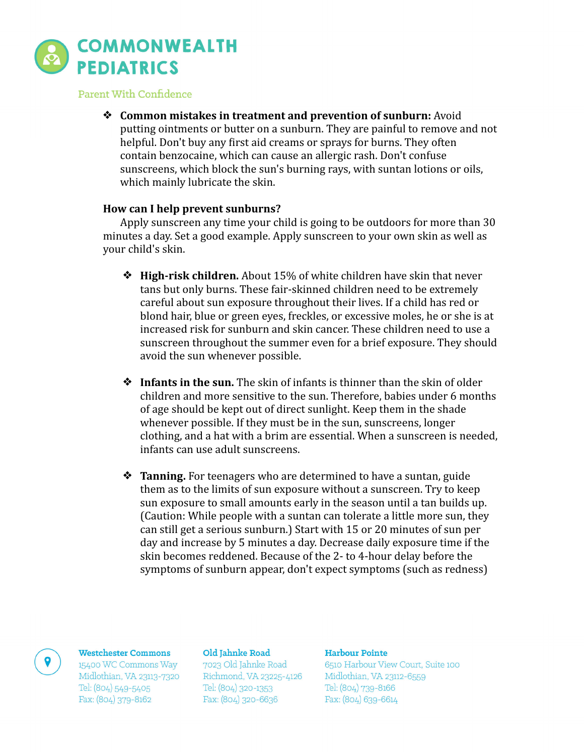- **Common mistakes in treatment and prevention of sunburn:** Avoid putting ointments or butter on a sunburn. They are painful to remove and not helpful. Don't buy any first aid creams or sprays for burns. They often contain benzocaine, which can cause an allergic rash. Don't confuse sunscreens, which block the sun's burning rays, with suntan lotions or oils, which mainly lubricate the skin.

**How can I help prevent sunburns?**

Apply sunscreen any time your child is going to be outdoors for more than 30 minutes a day. Set a good example. Apply sunscreen to your own skin as well as your child's skin.

- **High-risk children.** About 15% of white children have skin that never tans but only burns. These fair-skinned children need to be extremely careful about sun exposure throughout their lives. If a child has red or blond hair, blue or green eyes, freckles, or excessive moles, he or she is at increased risk for sunburn and skin cancer. These children need to use a sunscreen throughout the summer even for a brief exposure. They should avoid the sun whenever possible.

- **Infants in the sun.** The skin of infants is thinner than the skin of older children and more sensitive to the sun. Therefore, babies under 6 months of age should be kept out of direct sunlight. Keep them in the shade whenever possible. If they must be in the sun, sunscreens, longer clothing, and a hat with a brim are essential. When a sunscreen is needed, infants can use adult sunscreens.

- **Tanning.** For teenagers who are determined to have a suntan, guide them as to the limits of sun exposure without a sunscreen. Try to keep sun exposure to small amounts early in the season until a tan builds up. (Caution: While people with a suntan can tolerate a little more sun, they can still get a serious sunburn.) Start with 15 or 20 minutes of sun per day and increase by 5 minutes a day. Decrease daily exposure time if the skin becomes reddened. Because of the 2- to 4-hour delay before the symptoms of sunburn appear, don't expect symptoms (such as redness)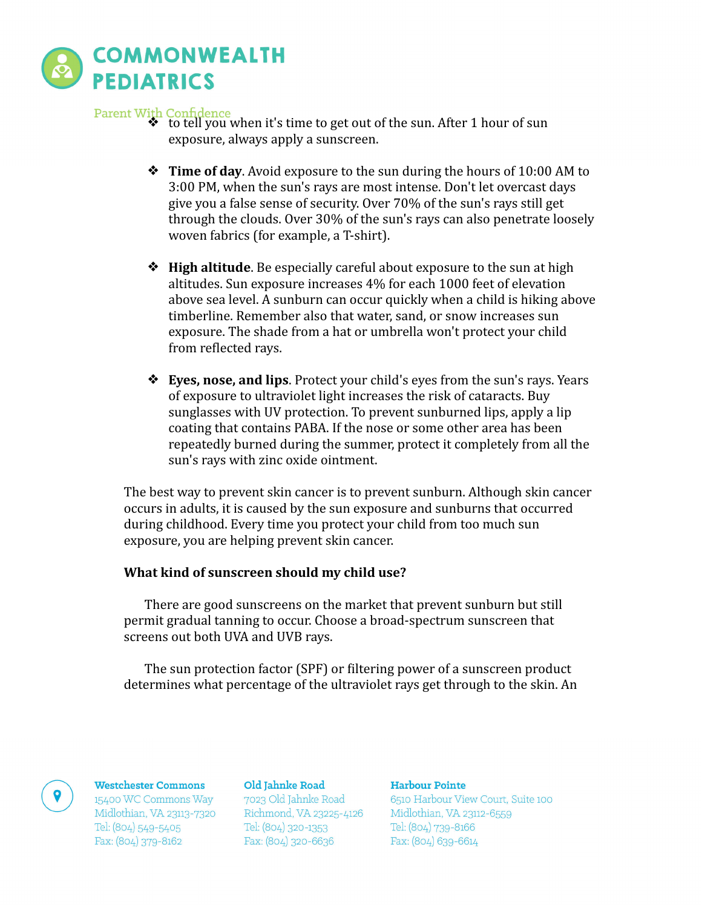- to tell you when it's time to get out of the sun. After 1 hour of sun exposure, always apply a sunscreen.

- **Time of day**. Avoid exposure to the sun during the hours of 10:00 AM to 3:00 PM, when the sun's rays are most intense. Don't let overcast days give you a false sense of security. Over 70% of the sun's rays still get through the clouds. Over 30% of the sun's rays can also penetrate loosely woven fabrics (for example, a T-shirt).

- **High altitude**. Be especially careful about exposure to the sun at high altitudes. Sun exposure increases 4% for each 1000 feet of elevation above sea level. A sunburn can occur quickly when a child is hiking above timberline. Remember also that water, sand, or snow increases sun exposure. The shade from a hat or umbrella won't protect your child from reflected rays.

- **Eyes, nose, and lips**. Protect your child's eyes from the sun's rays. Years of exposure to ultraviolet light increases the risk of cataracts. Buy sunglasses with UV protection. To prevent sunburned lips, apply a lip coating that contains PABA. If the nose or some other area has been repeatedly burned during the summer, protect it completely from all the sun's rays with zinc oxide ointment.

The best way to prevent skin cancer is to prevent sunburn. Although skin cancer occurs in adults, it is caused by the sun exposure and sunburns that occurred during childhood. Every time you protect your child from too much sun exposure, you are helping prevent skin cancer.

**What kind of sunscreen should my child use?**

There are good sunscreens on the market that prevent sunburn but still permit gradual tanning to occur. Choose a broad-spectrum sunscreen that screens out both UVA and UVB rays.

The sun protection factor (SPF) or filtering power of a sunscreen product determines what percentage of the ultraviolet rays get through to the skin. An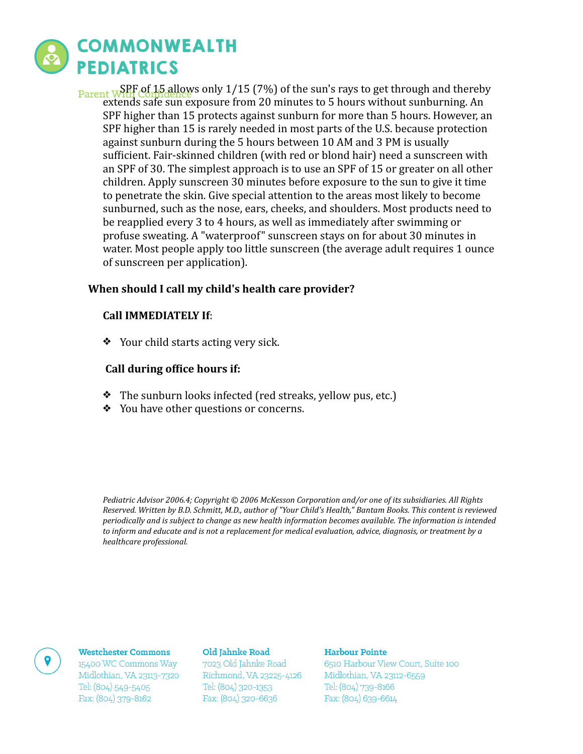SPF of 15 allows only 1/15 (7%) of the sun's rays to get through and thereby extends safe sun exposure from 20 minutes to 5 hours without sunburning. An SPF higher than 15 protects against sunburn for more than 5 hours. However, an SPF higher than 15 is rarely needed in most parts of the U.S. because protection against sunburn during the 5 hours between 10 AM and 3 PM is usually sufficient. Fair-skinned children (with red or blond hair) need a sunscreen with an SPF of 30. The simplest approach is to use an SPF of 15 or greater on all other children. Apply sunscreen 30 minutes before exposure to the sun to give it time to penetrate the skin. Give special attention to the areas most likely to become sunburned, such as the nose, ears, cheeks, and shoulders. Most products need to be reapplied every 3 to 4 hours, as well as immediately after swimming or profuse sweating. A "waterproof" sunscreen stays on for about 30 minutes in water. Most people apply too little sunscreen (the average adult requires 1 ounce of sunscreen per application).

**When should I call my child's health care provider?**

**Call IMMEDIATELY If**:

- Your child starts acting very sick.

**Call during office hours if:**

- The sunburn looks infected (red streaks, yellow pus, etc.)
- You have other questions or concerns.

*Pediatric Advisor 2006.4; Copyright © 2006 McKesson Corporation and/or one of its subsidiaries. All Rights Reserved. Written by B.D. Schmitt, M.D., author of "Your Child's Health," Bantam Books. This content is reviewed periodically and is subject to change as new health information becomes available. The information is intended to inform and educate and is not a replacement for medical evaluation, advice, diagnosis, or treatment by a healthcare professional.*